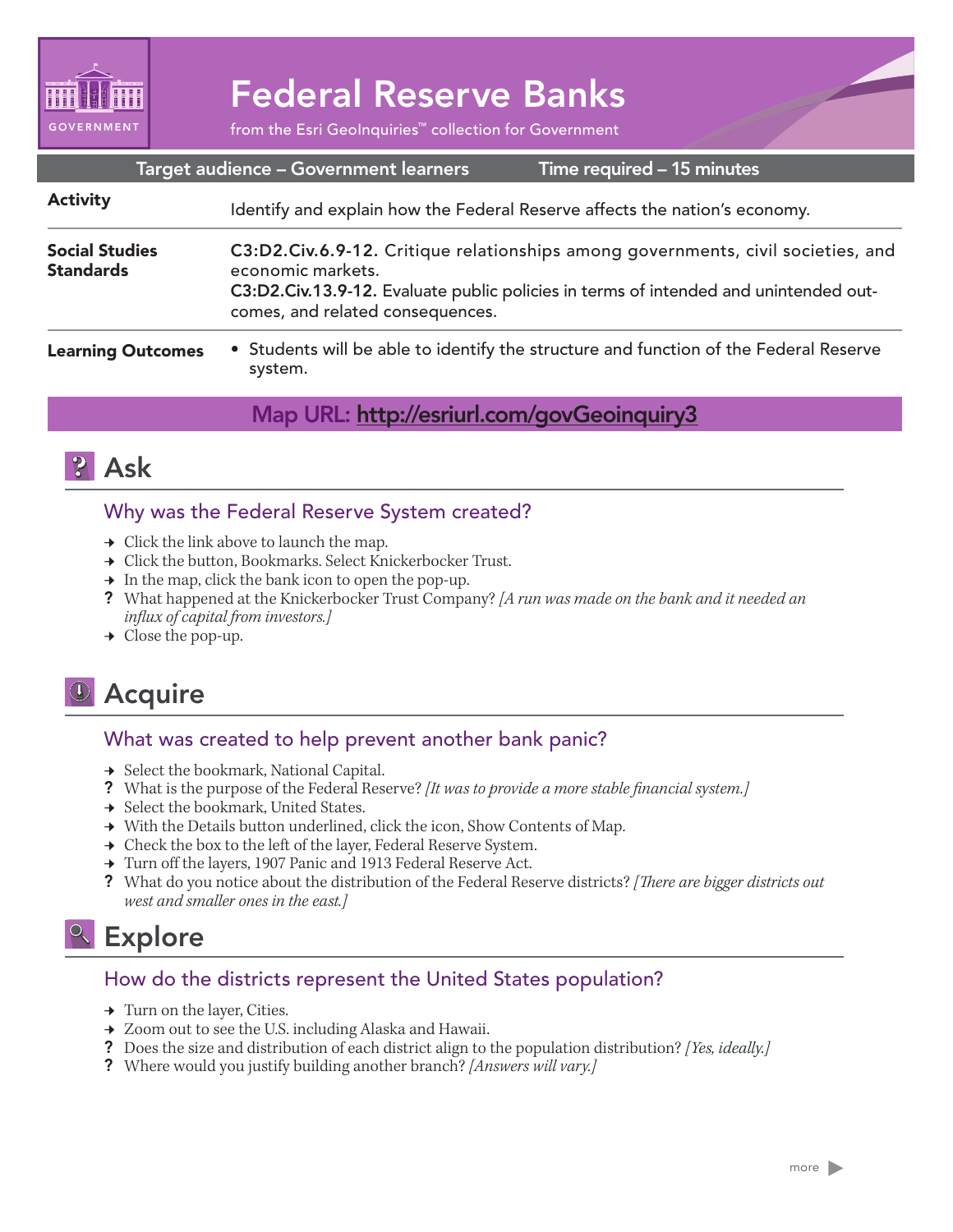GOVERNMENT

# Federal Reserve Banks

from the Esri GeoInquiries™ collection for Government

| Target audience – Government learners | Time required – 15 minutes |
|---|---|

| | |
|---|---|
| **Activity** | Identify and explain how the Federal Reserve affects the nation's economy. |
| **Social Studies Standards** | C3:D2.Civ.6.9-12. Critique relationships among governments, civil societies, and economic markets.<br>**C3:D2.Civ.13.9-12.** Evaluate public policies in terms of intended and unintended outcomes, and related consequences. |
| **Learning Outcomes** | • Students will be able to identify the structure and function of the Federal Reserve system. |

**Map URL: http://esriurl.com/govGeoinquiry3**

## Ask

### Why was the Federal Reserve System created?

- → Click the link above to launch the map.
- → Click the button, Bookmarks. Select Knickerbocker Trust.
- → In the map, click the bank icon to open the pop-up.
- ? What happened at the Knickerbocker Trust Company? *[A run was made on the bank and it needed an influx of capital from investors.]*
- → Close the pop-up.

## Acquire

### What was created to help prevent another bank panic?

- → Select the bookmark, National Capital.
- ? What is the purpose of the Federal Reserve? *[It was to provide a more stable financial system.]*
- → Select the bookmark, United States.
- → With the Details button underlined, click the icon, Show Contents of Map.
- → Check the box to the left of the layer, Federal Reserve System.
- → Turn off the layers, 1907 Panic and 1913 Federal Reserve Act.
- ? What do you notice about the distribution of the Federal Reserve districts? *[There are bigger districts out west and smaller ones in the east.]*

## Explore

### How do the districts represent the United States population?

- → Turn on the layer, Cities.
- → Zoom out to see the U.S. including Alaska and Hawaii.
- ? Does the size and distribution of each district align to the population distribution? *[Yes, ideally.]*
- ? Where would you justify building another branch? *[Answers will vary.]*

more ▶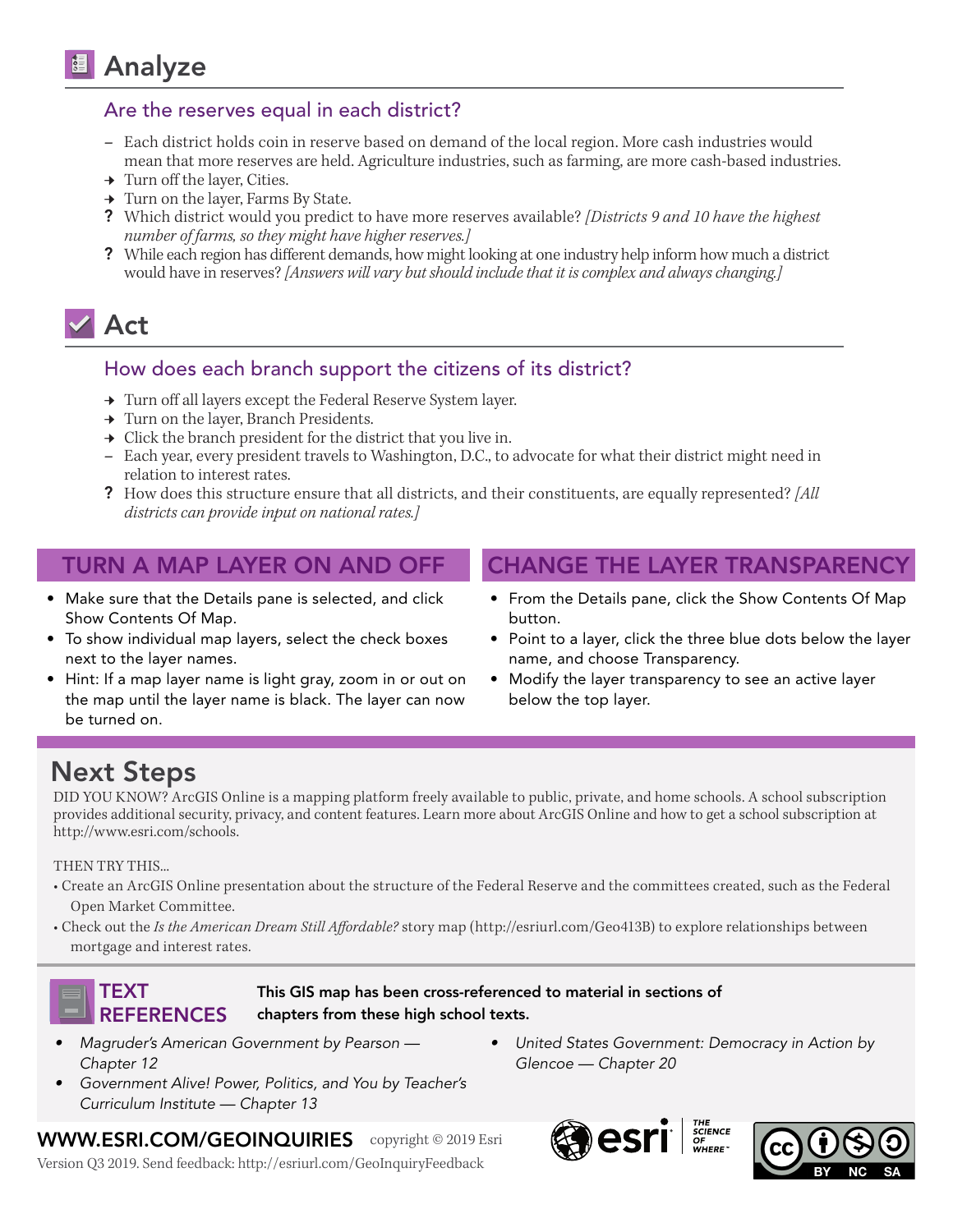# Analyze

## Are the reserves equal in each district?

– Each district holds coin in reserve based on demand of the local region. More cash industries would mean that more reserves are held. Agriculture industries, such as farming, are more cash-based industries.

→ Turn off the layer, Cities.

→ Turn on the layer, Farms By State.

**?** Which district would you predict to have more reserves available? *[Districts 9 and 10 have the highest number of farms, so they might have higher reserves.]*

**?** While each region has different demands, how might looking at one industry help inform how much a district would have in reserves? *[Answers will vary but should include that it is complex and always changing.]*

# Act

## How does each branch support the citizens of its district?

→ Turn off all layers except the Federal Reserve System layer.

→ Turn on the layer, Branch Presidents.

→ Click the branch president for the district that you live in.

– Each year, every president travels to Washington, D.C., to advocate for what their district might need in relation to interest rates.

**?** How does this structure ensure that all districts, and their constituents, are equally represented? *[All districts can provide input on national rates.]*

## TURN A MAP LAYER ON AND OFF

- Make sure that the Details pane is selected, and click Show Contents Of Map.
- To show individual map layers, select the check boxes next to the layer names.
- Hint: If a map layer name is light gray, zoom in or out on the map until the layer name is black. The layer can now be turned on.

## CHANGE THE LAYER TRANSPARENCY

- From the Details pane, click the Show Contents Of Map button.
- Point to a layer, click the three blue dots below the layer name, and choose Transparency.
- Modify the layer transparency to see an active layer below the top layer.

# Next Steps

DID YOU KNOW? ArcGIS Online is a mapping platform freely available to public, private, and home schools. A school subscription provides additional security, privacy, and content features. Learn more about ArcGIS Online and how to get a school subscription at http://www.esri.com/schools.

THEN TRY THIS...

- Create an ArcGIS Online presentation about the structure of the Federal Reserve and the committees created, such as the Federal Open Market Committee.
- Check out the *Is the American Dream Still Affordable?* story map (http://esriurl.com/Geo413B) to explore relationships between mortgage and interest rates.

## TEXT REFERENCES

**This GIS map has been cross-referenced to material in sections of chapters from these high school texts.**

- *Magruder's American Government by Pearson — Chapter 12*
- *Government Alive! Power, Politics, and You by Teacher's Curriculum Institute — Chapter 13*
- *United States Government: Democracy in Action by Glencoe — Chapter 20*

**WWW.ESRI.COM/GEOINQUIRIES** copyright © 2019 Esri

Version Q3 2019. Send feedback: http://esriurl.com/GeoInquiryFeedback